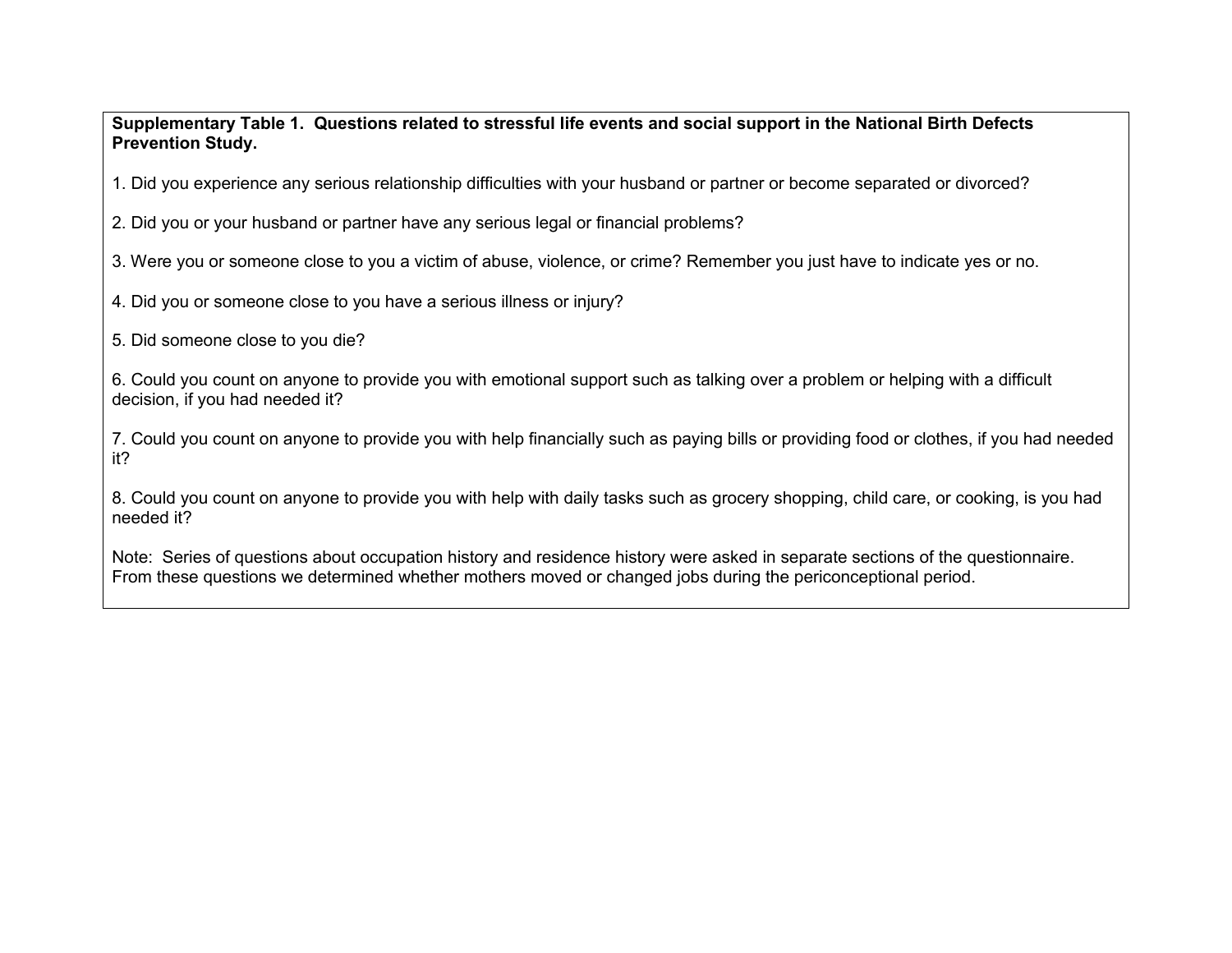**Supplementary Table 1. Questions related to stressful life events and social support in the National Birth Defects Prevention Study.**

1. Did you experience any serious relationship difficulties with your husband or partner or become separated or divorced?

2. Did you or your husband or partner have any serious legal or financial problems?

3. Were you or someone close to you a victim of abuse, violence, or crime? Remember you just have to indicate yes or no.

4. Did you or someone close to you have a serious illness or injury?

5. Did someone close to you die?

6. Could you count on anyone to provide you with emotional support such as talking over a problem or helping with a difficult decision, if you had needed it?

7. Could you count on anyone to provide you with help financially such as paying bills or providing food or clothes, if you had needed it?

8. Could you count on anyone to provide you with help with daily tasks such as grocery shopping, child care, or cooking, is you had needed it?

Note: Series of questions about occupation history and residence history were asked in separate sections of the questionnaire. From these questions we determined whether mothers moved or changed jobs during the periconceptional period.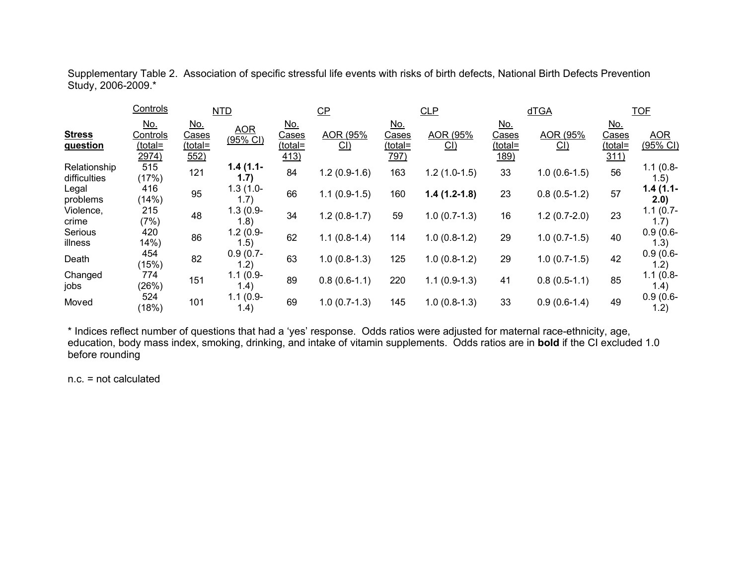Supplementary Table 2. Association of specific stressful life events with risks of birth defects, National Birth Defects Prevention Study, 2006-2009.*

| | Controls | NTD | | CP | | CLP | | dTGA | | TOF | |
|---|---|---|---|---|---|---|---|---|---|---|---|
| **Stress question** | No. Controls (total= 2974) | No. Cases (total= 552) | AOR (95% CI) | No. Cases (total= 413) | AOR (95% CI) | No. Cases (total= 797) | AOR (95% CI) | No. Cases (total= 189) | AOR (95% CI) | No. Cases (total= 311) | AOR (95% CI) |
| Relationship difficulties | 515 (17%) | 121 | **1.4 (1.1-1.7)** | 84 | 1.2 (0.9-1.6) | 163 | 1.2 (1.0-1.5) | 33 | 1.0 (0.6-1.5) | 56 | 1.1 (0.8-1.5) |
| Legal problems | 416 (14%) | 95 | 1.3 (1.0-1.7) | 66 | 1.1 (0.9-1.5) | 160 | **1.4 (1.2-1.8)** | 23 | 0.8 (0.5-1.2) | 57 | **1.4 (1.1-2.0)** |
| Violence, crime | 215 (7%) | 48 | 1.3 (0.9-1.8) | 34 | 1.2 (0.8-1.7) | 59 | 1.0 (0.7-1.3) | 16 | 1.2 (0.7-2.0) | 23 | 1.1 (0.7-1.7) |
| Serious illness | 420 14%) | 86 | 1.2 (0.9-1.5) | 62 | 1.1 (0.8-1.4) | 114 | 1.0 (0.8-1.2) | 29 | 1.0 (0.7-1.5) | 40 | 0.9 (0.6-1.3) |
| Death | 454 (15%) | 82 | 0.9 (0.7-1.2) | 63 | 1.0 (0.8-1.3) | 125 | 1.0 (0.8-1.2) | 29 | 1.0 (0.7-1.5) | 42 | 0.9 (0.6-1.2) |
| Changed jobs | 774 (26%) | 151 | 1.1 (0.9-1.4) | 89 | 0.8 (0.6-1.1) | 220 | 1.1 (0.9-1.3) | 41 | 0.8 (0.5-1.1) | 85 | 1.1 (0.8-1.4) |
| Moved | 524 (18%) | 101 | 1.1 (0.9-1.4) | 69 | 1.0 (0.7-1.3) | 145 | 1.0 (0.8-1.3) | 33 | 0.9 (0.6-1.4) | 49 | 0.9 (0.6-1.2) |

* Indices reflect number of questions that had a 'yes' response. Odds ratios were adjusted for maternal race-ethnicity, age, education, body mass index, smoking, drinking, and intake of vitamin supplements. Odds ratios are in **bold** if the CI excluded 1.0 before rounding

n.c. = not calculated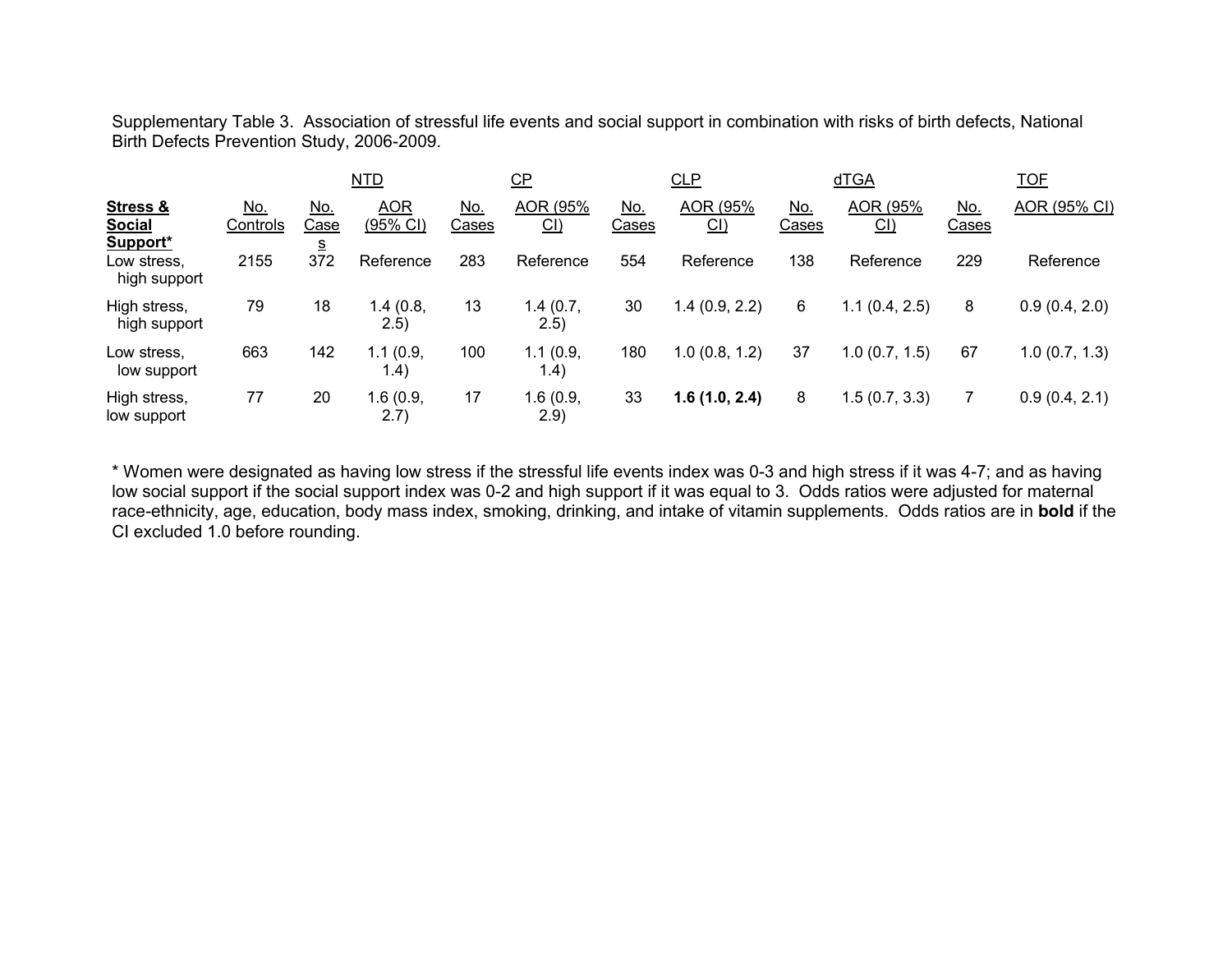Supplementary Table 3. Association of stressful life events and social support in combination with risks of birth defects, National Birth Defects Prevention Study, 2006-2009.

| | | NTD | | CP | | CLP | | dTGA | | TOF | |
|---|---|---|---|---|---|---|---|---|---|---|---|
| **Stress & Social Support*** | No. Controls | No. Cases | AOR (95% CI) | No. Cases | AOR (95% CI) | No. Cases | AOR (95% CI) | No. Cases | AOR (95% CI) | No. Cases | AOR (95% CI) |
| Low stress, high support | 2155 | 372 | Reference | 283 | Reference | 554 | Reference | 138 | Reference | 229 | Reference |
| High stress, high support | 79 | 18 | 1.4 (0.8, 2.5) | 13 | 1.4 (0.7, 2.5) | 30 | 1.4 (0.9, 2.2) | 6 | 1.1 (0.4, 2.5) | 8 | 0.9 (0.4, 2.0) |
| Low stress, low support | 663 | 142 | 1.1 (0.9, 1.4) | 100 | 1.1 (0.9, 1.4) | 180 | 1.0 (0.8, 1.2) | 37 | 1.0 (0.7, 1.5) | 67 | 1.0 (0.7, 1.3) |
| High stress, low support | 77 | 20 | 1.6 (0.9, 2.7) | 17 | 1.6 (0.9, 2.9) | 33 | **1.6 (1.0, 2.4)** | 8 | 1.5 (0.7, 3.3) | 7 | 0.9 (0.4, 2.1) |

* Women were designated as having low stress if the stressful life events index was 0-3 and high stress if it was 4-7; and as having low social support if the social support index was 0-2 and high support if it was equal to 3. Odds ratios were adjusted for maternal race-ethnicity, age, education, body mass index, smoking, drinking, and intake of vitamin supplements. Odds ratios are in **bold** if the CI excluded 1.0 before rounding.